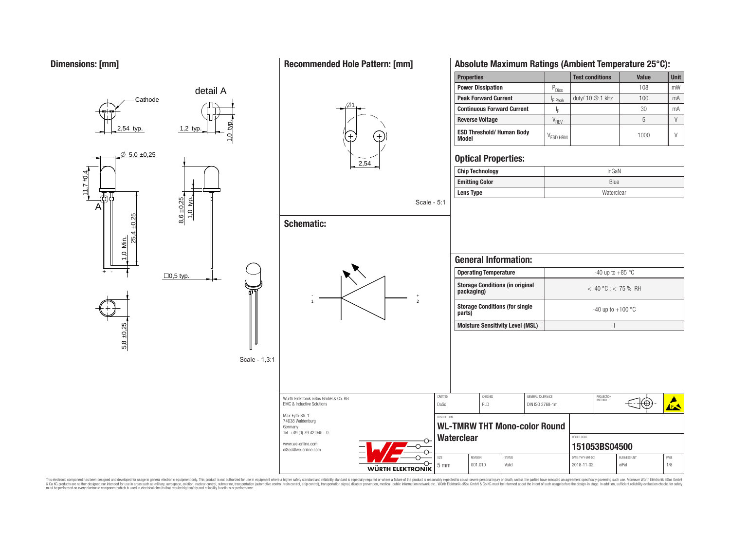## Dimensions: [mm]

detail A

Cathode

2,54 typ.

1,2 typ.

1,0 typ.

∅ 5,0 ±0,25

11,7 ±0,4

A

8,6 ±0,25

1,0 typ.

25,4 ±0,25

1,0 Min.

+ -

□0,5 typ.

5,8 ±0,25

Scale - 1,3:1

## Recommended Hole Pattern: [mm]

∅1

2,54

Scale - 5:1

## Schematic:

- 1

+ 2

## Absolute Maximum Ratings (Ambient Temperature 25°C):

| Properties | | Test conditions | Value | Unit |
|---|---|---|---|---|
| Power Dissipation | $P_{Diss}$ | | 108 | mW |
| Peak Forward Current | $I_{F\ Peak}$ | duty/ 10 @ 1 kHz | 100 | mA |
| Continuous Forward Current | $I_F$ | | 30 | mA |
| Reverse Voltage | $V_{REV}$ | | 5 | V |
| ESD Threshold/ Human Body Model | $V_{ESD\ HBM}$ | | 1000 | V |

## Optical Properties:

| | |
|---|---|
| Chip Technology | InGaN |
| Emitting Color | Blue |
| Lens Type | Waterclear |

## General Information:

| | |
|---|---|
| Operating Temperature | -40 up to +85 °C |
| Storage Conditions (in original packaging) | < 40 °C ; < 75 % RH |
| Storage Conditions (for single parts) | -40 up to +100 °C |
| Moisture Sensitivity Level (MSL) | 1 |

Würth Elektronik eiSos GmbH & Co. KG
EMC & Inductive Solutions

Max-Eyth-Str. 1
74638 Waldenburg
Germany
Tel. +49 (0) 79 42 945 - 0

www.we-online.com
eiSos@we-online.com

WÜRTH ELEKTRONIK

| CREATED | CHECKED | GENERAL TOLERANCE | PROJECTION METHOD |
|---|---|---|---|
| DaSc | PLD | DIN ISO 2768-1m | |

DESCRIPTION

**WL-TMRW THT Mono-color Round Waterclear**

ORDER CODE

**151053BS04500**

| SIZE | REVISION | STATUS | DATE (YYYY-MM-DD) | BUSINESS UNIT | PAGE |
|---|---|---|---|---|---|
| 5 mm | 001.010 | Valid | 2018-11-02 | eiPal | 1/8 |

This electronic component has been designed and developed for usage in general electronic equipment only. This product is not authorized for use in equipment where a higher safety standard and reliability standard is especially required or where a failure of the product is reasonably expected to cause severe personal injury or death, unless the parties have executed an agreement specifically governing such use. Moreover Würth Elektronik eiSos GmbH & Co KG products are neither designed nor intended for use in areas such as military, aerospace, aviation, nuclear control, submarine, transportation (automotive control, train control, ship control), transportation signal, disaster prevention, medical, public information network etc.. Würth Elektronik eiSos GmbH & Co KG must be informed about the intent of such usage before the design-in stage. In addition, sufficient reliability evaluation checks for safety must be performed on every electronic component which is used in electrical circuits that require high safety and reliability functions or performance.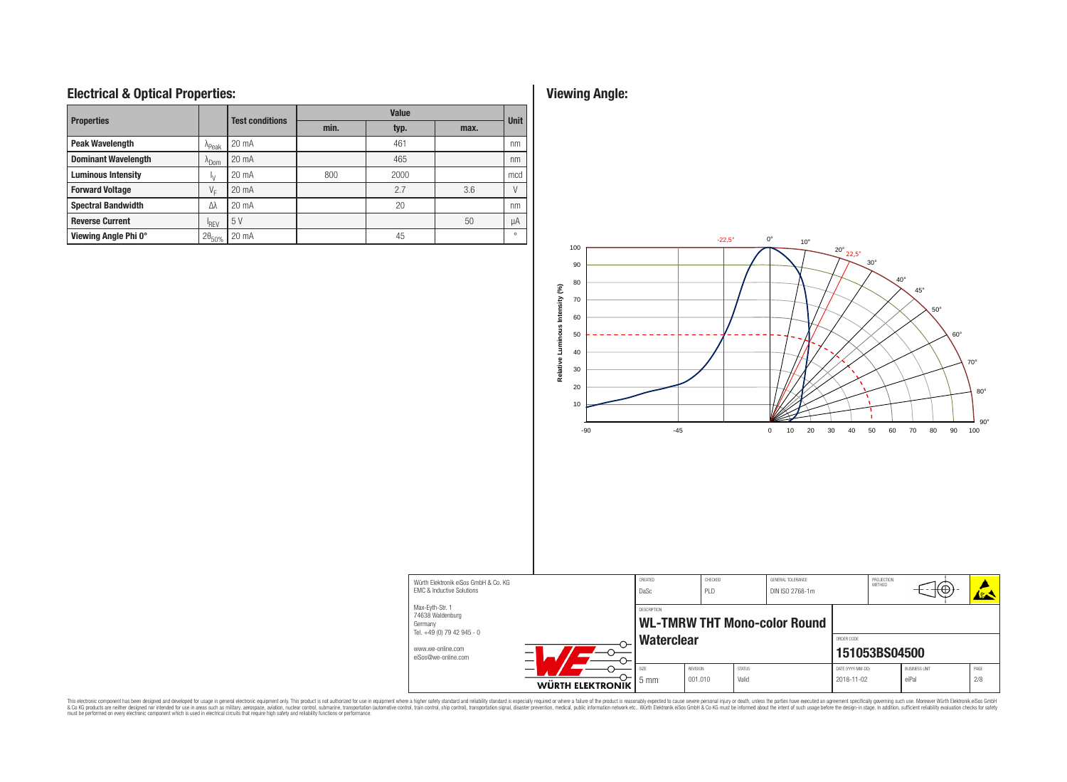## Electrical & Optical Properties:

| Properties | | Test conditions | Value | | | Unit |
|---|---|---|---|---|---|---|
| | | | min. | typ. | max. | |
| Peak Wavelength | $\lambda_{Peak}$ | 20 mA | | 461 | | nm |
| Dominant Wavelength | $\lambda_{Dom}$ | 20 mA | | 465 | | nm |
| Luminous Intensity | $I_V$ | 20 mA | 800 | 2000 | | mcd |
| Forward Voltage | $V_F$ | 20 mA | | 2.7 | 3.6 | V |
| Spectral Bandwidth | $\Delta\lambda$ | 20 mA | | 20 | | nm |
| Reverse Current | $I_{REV}$ | 5 V | | | 50 | µA |
| Viewing Angle Phi 0° | $2\theta_{50\%}$ | 20 mA | | 45 | | ° |

## Viewing Angle:

Relative Luminous Intensity (%)

| Würth Elektronik eiSos GmbH & Co. KG<br>EMC & Inductive Solutions<br>Max-Eyth-Str. 1<br>74638 Waldenburg<br>Germany<br>Tel. +49 (0) 79 42 945 - 0<br>www.we-online.com<br>eiSos@we-online.com | CREATED: DaSc | CHECKED: PLD | GENERAL TOLERANCE: DIN ISO 2768-1m | PROJECTION METHOD |
|---|---|---|---|---|
| | DESCRIPTION: **WL-TMRW THT Mono-color Round Waterclear** | | ORDER CODE: **151053BS04500** | |
| | SIZE: 5 mm | REVISION: 001.010 | STATUS: Valid | DATE (YYYY-MM-DD): 2018-11-02 | BUSINESS UNIT: eiPal |

This electronic component has been designed and developed for usage in general electronic equipment only. This product is not authorized for use in equipment where a higher safety standard and reliability standard is especially required or where a failure of the product is reasonably expected to cause severe personal injury or death, unless the parties have executed an agreement specifically governing such use. Moreover Würth Elektronik eiSos GmbH & Co KG products are neither designed nor intended for use in areas such as military, aerospace, aviation, nuclear control, submarine, transportation (automotive control, train control, ship control), transportation signal, disaster prevention, medical, public information network etc.. Würth Elektronik eiSos GmbH & Co KG must be informed about the intent of such usage before the design-in stage. In addition, sufficient reliability evaluation checks for safety must be performed on every electronic component which is used in electrical circuits that require high safety and reliability functions or performance.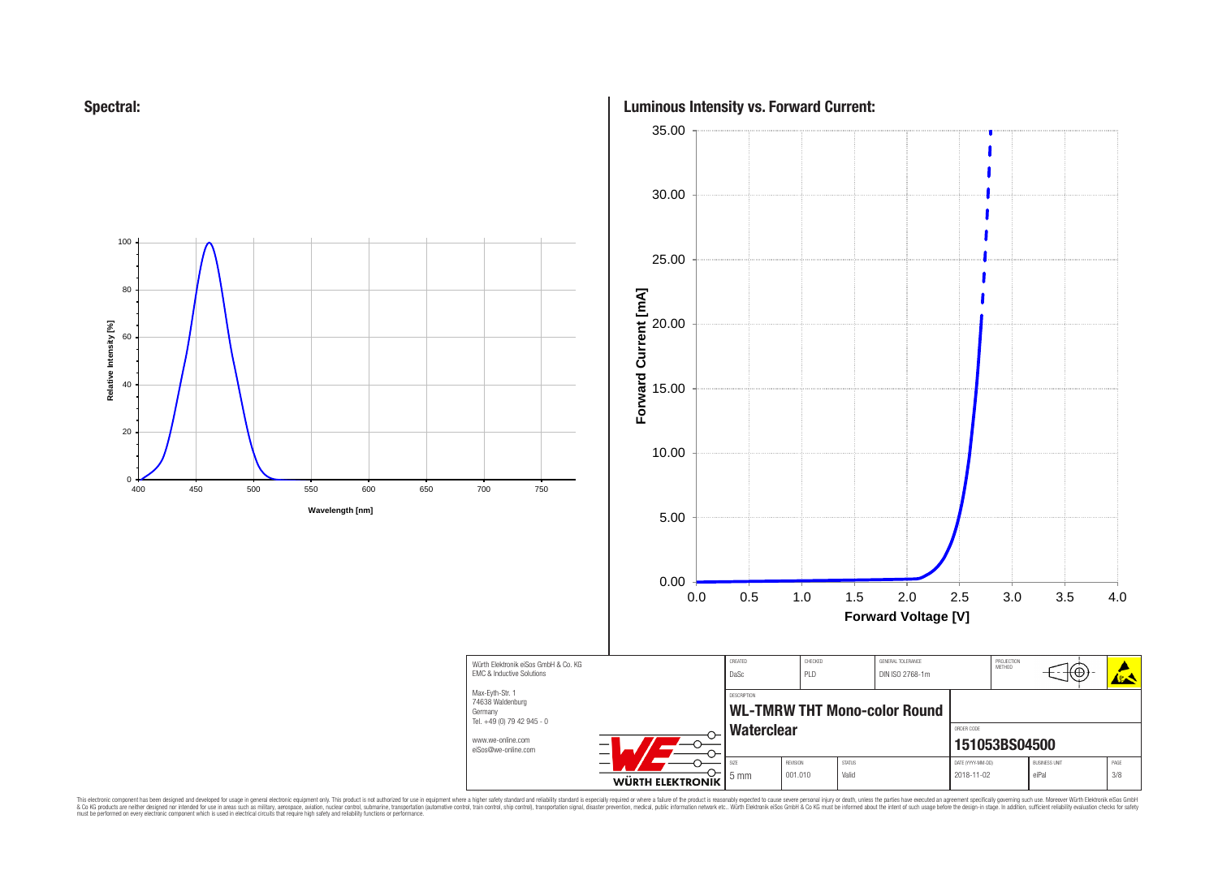## Spectral:

Relative Intensity [%]

Wavelength [nm]

## Luminous Intensity vs. Forward Current:

Forward Current [mA]

Forward Voltage [V]

| Würth Elektronik eiSos GmbH & Co. KG<br>EMC & Inductive Solutions<br>Max-Eyth-Str. 1<br>74638 Waldenburg<br>Germany<br>Tel. +49 (0) 79 42 945 - 0<br>www.we-online.com<br>eiSos@we-online.com | CREATED<br>DaSc | CHECKED<br>PLD | GENERAL TOLERANCE<br>DIN ISO 2768-1m | PROJECTION METHOD |
|---|---|---|---|---|
| | DESCRIPTION<br>**WL-TMRW THT Mono-color Round Waterclear** | | ORDER CODE<br>**151053BS04500** | |
| | SIZE<br>5 mm | REVISION<br>001.010 | STATUS<br>Valid | DATE (YYYY-MM-DD)<br>2018-11-02 | BUSINESS UNIT<br>eiPal |

This electronic component has been designed and developed for usage in general electronic equipment only. This product is not authorized for use in equipment where a higher safety standard and reliability standard is especially required or where a failure of the product is reasonably expected to cause severe personal injury or death, unless the parties have executed an agreement specifically governing such use. Moreover Würth Elektronik eiSos GmbH & Co KG products are neither designed nor intended for use in areas such as military, aerospace, aviation, nuclear control, submarine, transportation (automotive control, train control, ship control), transportation signal, disaster prevention, medical, public information network etc.. Würth Elektronik eiSos GmbH & Co KG must be informed about the intent of such usage before the design-in stage. In addition, sufficient reliability evaluation checks for safety must be performed on every electronic component which is used in electrical circuits that require high safety and reliability functions or performance.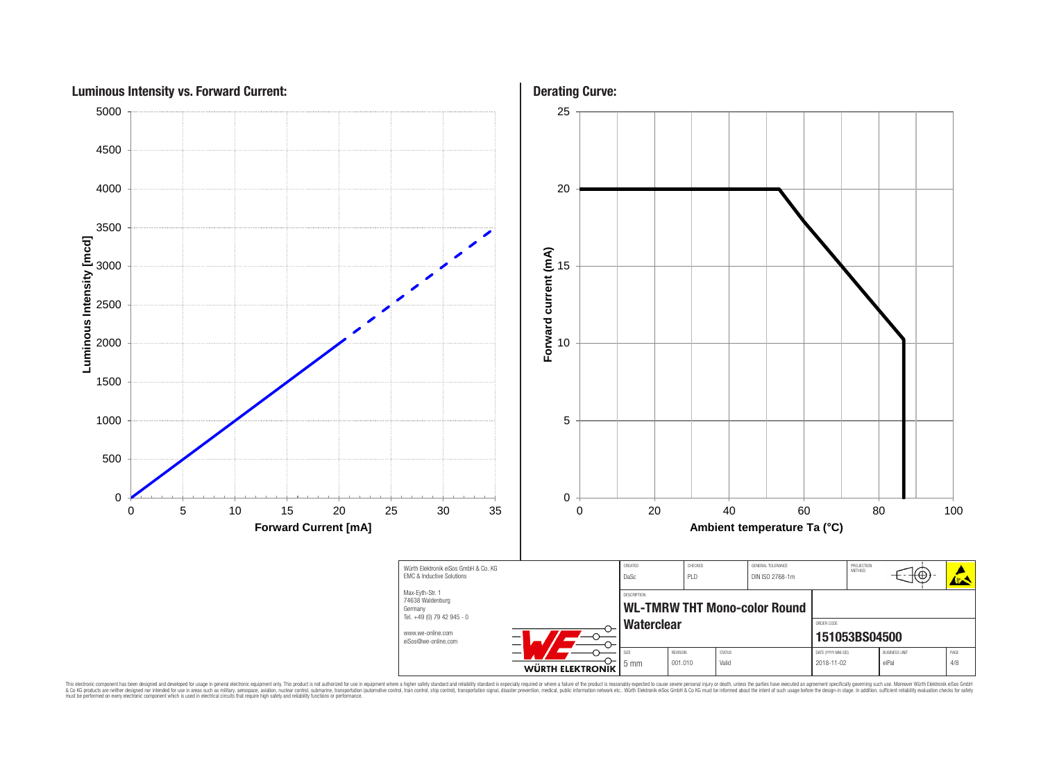## Luminous Intensity vs. Forward Current:

Luminous Intensity [mcd] (0–5000) vs. Forward Current [mA] (0–35)

## Derating Curve:

Forward current (mA) (0–25) vs. Ambient temperature Ta (°C) (0–100)

| Würth Elektronik eiSos GmbH & Co. KG EMC & Inductive Solutions Max-Eyth-Str. 1 74638 Waldenburg Germany Tel. +49 (0) 79 42 945 - 0 www.we-online.com eiSos@we-online.com | CREATED DaSc | CHECKED PLD | GENERAL TOLERANCE DIN ISO 2768-1m | PROJECTION METHOD | |
|---|---|---|---|---|---|
| | DESCRIPTION **WL-TMRW THT Mono-color Round Waterclear** | | | ORDER CODE **151053BS04500** | |
| WÜRTH ELEKTRONIK | SIZE 5 mm | REVISION 001.010 | STATUS Valid | DATE (YYYY-MM-DD) 2018-11-02 | BUSINESS UNIT eiPal |

This electronic component has been designed and developed for usage in general electronic equipment only. This product is not authorized for use in equipment where a higher safety standard and reliability standard is especially required or where a failure of the product is reasonably expected to cause severe personal injury or death, unless the parties have executed an agreement specifically governing such use. Moreover Würth Elektronik eiSos GmbH & Co KG products are neither designed nor intended for use in areas such as military, aerospace, aviation, nuclear control, submarine, transportation (automotive control, train control, ship control), transportation signal, disaster prevention, medical, public information network etc.. Würth Elektronik eiSos GmbH & Co KG must be informed about the intent of such usage before the design-in stage. In addition, sufficient reliability evaluation checks for safety must be performed on every electronic component which is used in electrical circuits that require high safety and reliability functions or performance.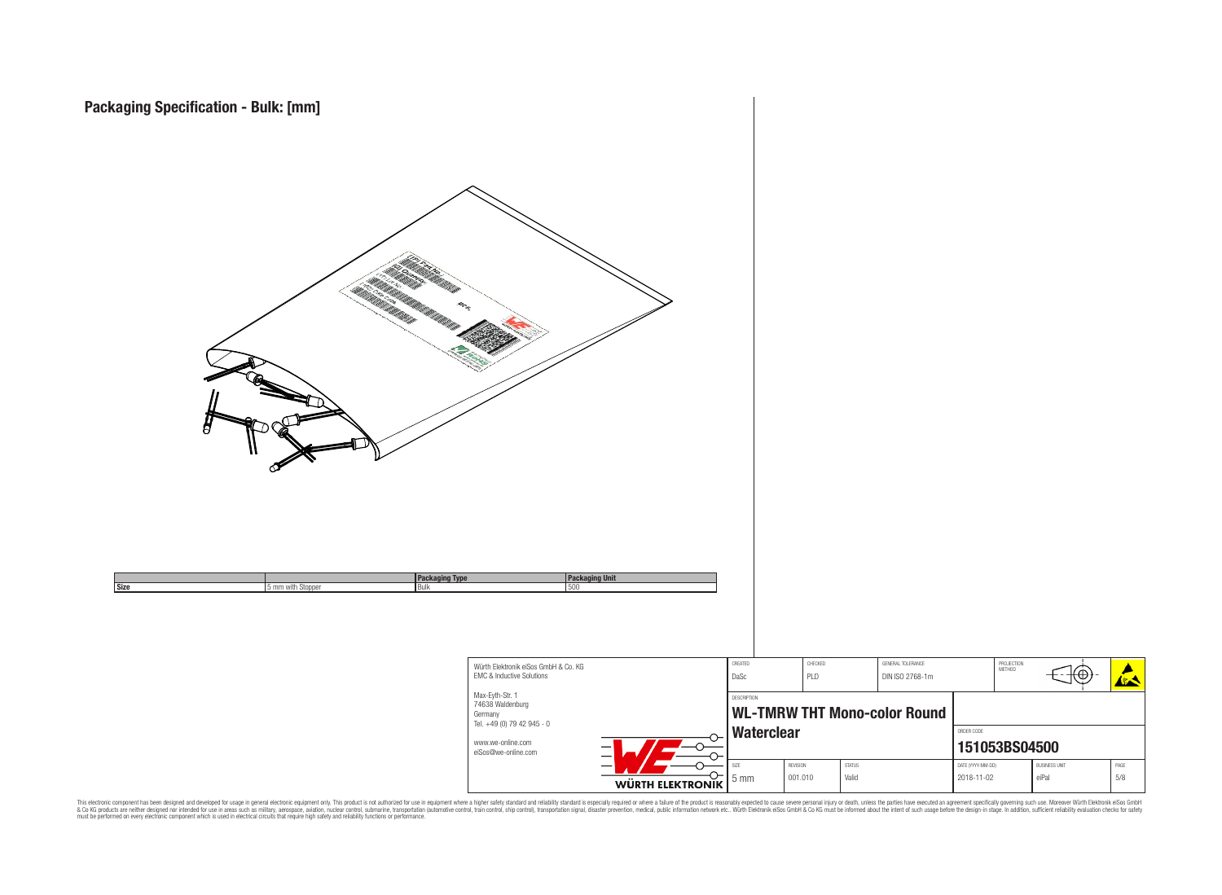# Packaging Specification - Bulk: [mm]

| | | Packaging Type | Packaging Unit |
|---|---|---|---|
| Size | 5 mm with Stopper | Bulk | 500 |

| Würth Elektronik eiSos GmbH & Co. KG<br>EMC & Inductive Solutions | CREATED<br>DaSc | CHECKED<br>PLD | GENERAL TOLERANCE<br>DIN ISO 2768-1m | PROJECTION METHOD |
|---|---|---|---|---|
| Max-Eyth-Str. 1<br>74638 Waldenburg<br>Germany<br>Tel. +49 (0) 79 42 945 - 0 | DESCRIPTION<br>**WL-TMRW THT Mono-color Round Waterclear** | | | ORDER CODE<br>**151053BS04500** |
| www.we-online.com<br>eiSos@we-online.com | SIZE<br>5 mm | REVISION<br>001.010 | STATUS<br>Valid | DATE (YYYY-MM-DD)<br>2018-11-02 · BUSINESS UNIT<br>eiPal · PAGE<br>5/8 |

This electronic component has been designed and developed for usage in general electronic equipment only. This product is not authorized for use in equipment where a higher safety standard and reliability standard is especially required or where a failure of the product is reasonably expected to cause severe personal injury or death, unless the parties have executed an agreement specifically governing such use. Moreover Würth Elektronik eiSos GmbH & Co KG products are neither designed nor intended for use in areas such as military, aerospace, aviation, nuclear control, submarine, transportation (automotive control, train control, ship control), transportation signal, disaster prevention, medical, public information network etc.. Würth Elektronik eiSos GmbH & Co KG must be informed about the intent of such usage before the design-in stage. In addition, sufficient reliability evaluation checks for safety must be performed on every electronic component which is used in electrical circuits that require high safety and reliability functions or performance.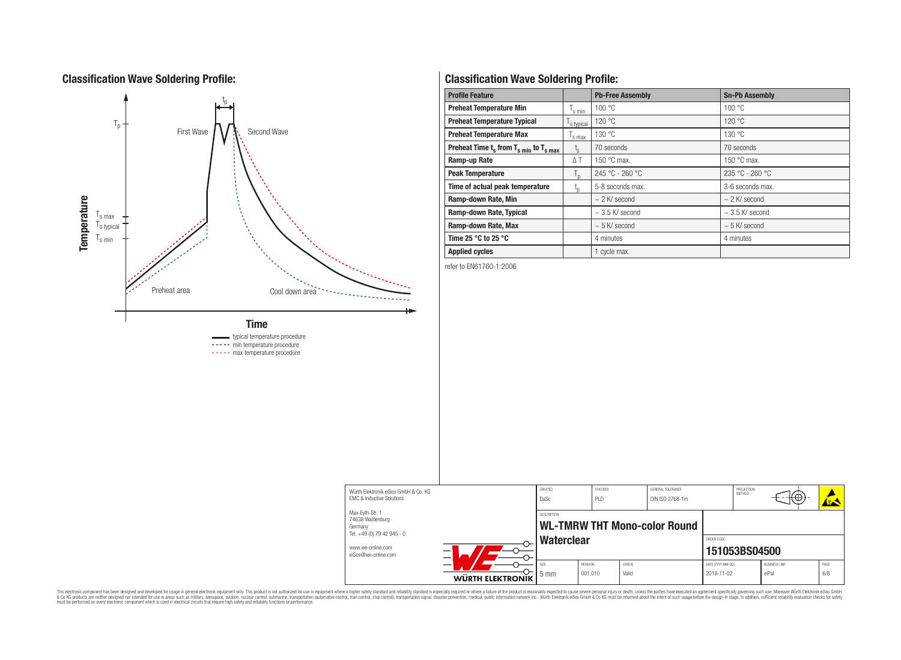## Classification Wave Soldering Profile:

Temperature

$T_p$

$T_{s\,max}$

$T_{s\,typical}$

$T_{s\,min}$

$t_p$

First Wave

Second Wave

Preheat area

Cool down area

Time

typical temperature procedure

min temperature procedure

max temperature procedure

## Classification Wave Soldering Profile:

| Profile Feature | | Pb-Free Assembly | Sn-Pb Assembly |
|---|---|---|---|
| Preheat Temperature Min | $T_{s\,min}$ | 100 °C | 100 °C |
| Preheat Temperature Typical | $T_{s\,typical}$ | 120 °C | 120 °C |
| Preheat Temperature Max | $T_{s\,max}$ | 130 °C | 130 °C |
| Preheat Time $t_s$ from $T_{s\,min}$ to $T_{s\,max}$ | $t_s$ | 70 seconds | 70 seconds |
| Ramp-up Rate | ΔT | 150 °C max. | 150 °C max. |
| Peak Temperature | $T_p$ | 245 °C - 260 °C | 235 °C - 260 °C |
| Time of actual peak temperature | $t_p$ | 5-8 seconds max. | 3-6 seconds max. |
| Ramp-down Rate, Min | | ~ 2 K/ second | ~ 2 K/ second |
| Ramp-down Rate, Typical | | ~ 3.5 K/ second | ~ 3.5 K/ second |
| Ramp-down Rate, Max | | ~ 5 K/ second | ~ 5 K/ second |
| Time 25 °C to 25 °C | | 4 minutes | 4 minutes |
| Applied cycles | | 1 cycle max. | |

refer to EN61760-1:2006

| Würth Elektronik eiSos GmbH & Co. KG<br>EMC & Inductive Solutions<br>Max-Eyth-Str. 1<br>74638 Waldenburg<br>Germany<br>Tel. +49 (0) 79 42 945 - 0<br>www.we-online.com<br>eiSos@we-online.com | CREATED: DaSc | CHECKED: PLD | GENERAL TOLERANCE: DIN ISO 2768-1m | PROJECTION METHOD | |
|---|---|---|---|---|---|
| | DESCRIPTION: **WL-TMRW THT Mono-color Round Waterclear** | | | ORDER CODE: **151053BS04500** | |
| | SIZE: 5 mm | REVISION: 001.010 | STATUS: Valid | DATE (YYYY-MM-DD): 2018-11-02 | BUSINESS UNIT: eiPal | PAGE: 6/8 |

This electronic component has been designed and developed for usage in general electronic equipment only. This product is not authorized for use in equipment where a higher safety standard and reliability standard is especially required or where a failure of the product is reasonably expected to cause severe personal injury or death, unless the parties have executed an agreement specifically governing such use. Moreover Würth Elektronik eiSos GmbH & Co KG products are neither designed nor intended for use in areas such as military, aerospace, aviation, nuclear control, submarine, transportation (automotive control, train control, ship control), transportation signal, disaster prevention, medical, public information network etc.. Würth Elektronik eiSos GmbH & Co KG must be informed about the intent of such usage before the design-in stage. In addition, sufficient reliability evaluation checks for safety must be performed on every electronic component which is used in electrical circuits that require high safety and reliability functions or performance.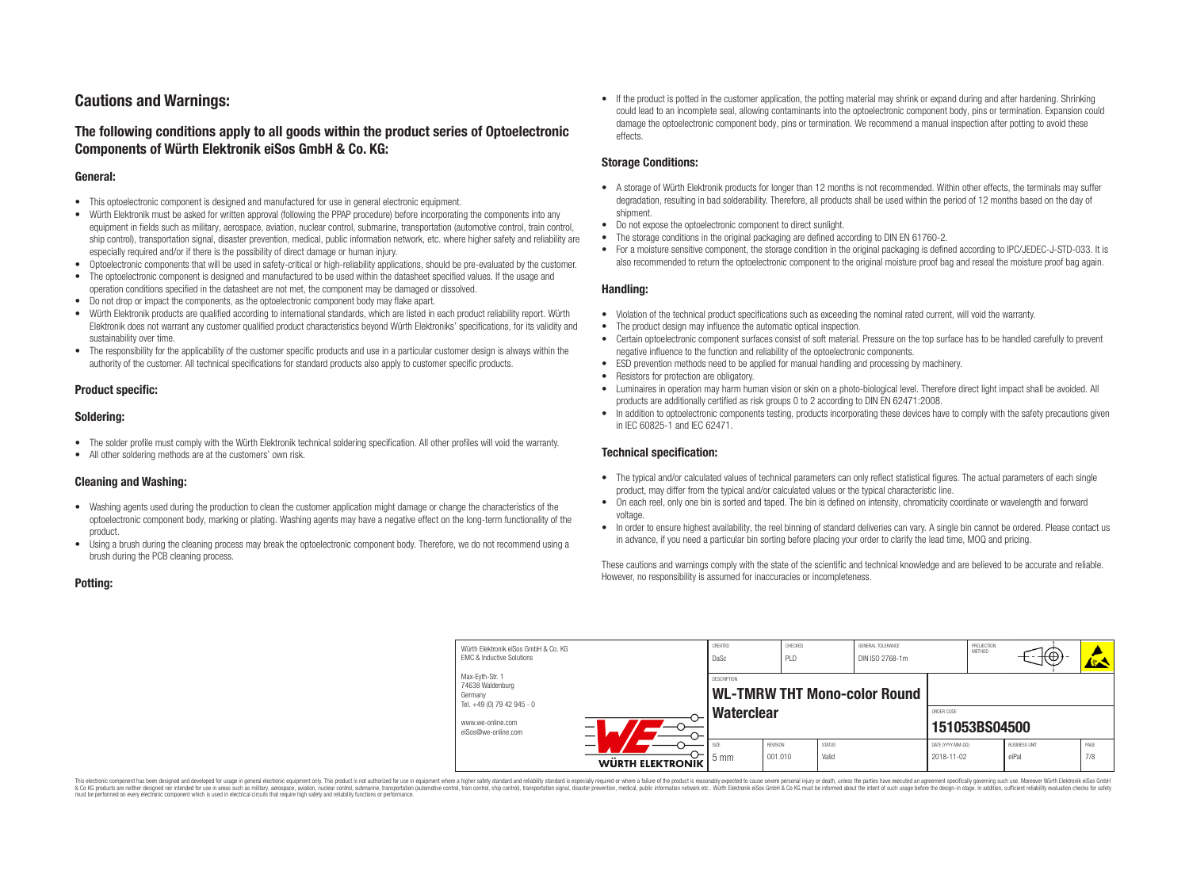# Cautions and Warnings:

## The following conditions apply to all goods within the product series of Optoelectronic Components of Würth Elektronik eiSos GmbH & Co. KG:

### General:

- This optoelectronic component is designed and manufactured for use in general electronic equipment.
- Würth Elektronik must be asked for written approval (following the PPAP procedure) before incorporating the components into any equipment in fields such as military, aerospace, aviation, nuclear control, submarine, transportation (automotive control, train control, ship control), transportation signal, disaster prevention, medical, public information network, etc. where higher safety and reliability are especially required and/or if there is the possibility of direct damage or human injury.
- Optoelectronic components that will be used in safety-critical or high-reliability applications, should be pre-evaluated by the customer.
- The optoelectronic component is designed and manufactured to be used within the datasheet specified values. If the usage and operation conditions specified in the datasheet are not met, the component may be damaged or dissolved.
- Do not drop or impact the components, as the optoelectronic component body may flake apart.
- Würth Elektronik products are qualified according to international standards, which are listed in each product reliability report. Würth Elektronik does not warrant any customer qualified product characteristics beyond Würth Elektroniks' specifications, for its validity and sustainability over time.
- The responsibility for the applicability of the customer specific products and use in a particular customer design is always within the authority of the customer. All technical specifications for standard products also apply to customer specific products.

### Product specific:

### Soldering:

- The solder profile must comply with the Würth Elektronik technical soldering specification. All other profiles will void the warranty.
- All other soldering methods are at the customers' own risk.

### Cleaning and Washing:

- Washing agents used during the production to clean the customer application might damage or change the characteristics of the optoelectronic component body, marking or plating. Washing agents may have a negative effect on the long-term functionality of the product.
- Using a brush during the cleaning process may break the optoelectronic component body. Therefore, we do not recommend using a brush during the PCB cleaning process.

### Potting:

- If the product is potted in the customer application, the potting material may shrink or expand during and after hardening. Shrinking could lead to an incomplete seal, allowing contaminants into the optoelectronic component body, pins or termination. Expansion could damage the optoelectronic component body, pins or termination. We recommend a manual inspection after potting to avoid these effects.

### Storage Conditions:

- A storage of Würth Elektronik products for longer than 12 months is not recommended. Within other effects, the terminals may suffer degradation, resulting in bad solderability. Therefore, all products shall be used within the period of 12 months based on the day of shipment.
- Do not expose the optoelectronic component to direct sunlight.
- The storage conditions in the original packaging are defined according to DIN EN 61760-2.
- For a moisture sensitive component, the storage condition in the original packaging is defined according to IPC/JEDEC-J-STD-033. It is also recommended to return the optoelectronic component to the original moisture proof bag and reseal the moisture proof bag again.

### Handling:

- Violation of the technical product specifications such as exceeding the nominal rated current, will void the warranty.
- The product design may influence the automatic optical inspection.
- Certain optoelectronic component surfaces consist of soft material. Pressure on the top surface has to be handled carefully to prevent negative influence to the function and reliability of the optoelectronic components.
- ESD prevention methods need to be applied for manual handling and processing by machinery.
- Resistors for protection are obligatory.
- Luminaires in operation may harm human vision or skin on a photo-biological level. Therefore direct light impact shall be avoided. All products are additionally certified as risk groups 0 to 2 according to DIN EN 62471:2008.
- In addition to optoelectronic components testing, products incorporating these devices have to comply with the safety precautions given in IEC 60825-1 and IEC 62471.

### Technical specification:

- The typical and/or calculated values of technical parameters can only reflect statistical figures. The actual parameters of each single product, may differ from the typical and/or calculated values or the typical characteristic line.
- On each reel, only one bin is sorted and taped. The bin is defined on intensity, chromaticity coordinate or wavelength and forward voltage.
- In order to ensure highest availability, the reel binning of standard deliveries can vary. A single bin cannot be ordered. Please contact us in advance, if you need a particular bin sorting before placing your order to clarify the lead time, MOQ and pricing.

These cautions and warnings comply with the state of the scientific and technical knowledge and are believed to be accurate and reliable. However, no responsibility is assumed for inaccuracies or incompleteness.

| Würth Elektronik eiSos GmbH & Co. KG<br>EMC & Inductive Solutions<br>Max-Eyth-Str. 1<br>74638 Waldenburg<br>Germany<br>Tel. +49 (0) 79 42 945 - 0<br>www.we-online.com<br>eiSos@we-online.com | CREATED: DaSc | CHECKED: PLD | GENERAL TOLERANCE: DIN ISO 2768-1m | PROJECTION METHOD | |
|---|---|---|---|---|---|
| | DESCRIPTION: WL-TMRW THT Mono-color Round Waterclear | | | ORDER CODE: 151053BS04500 | |
| | SIZE: 5 mm | REVISION: 001.010 | STATUS: Valid | DATE (YYYY-MM-DD): 2018-11-02 | BUSINESS UNIT: eiPal |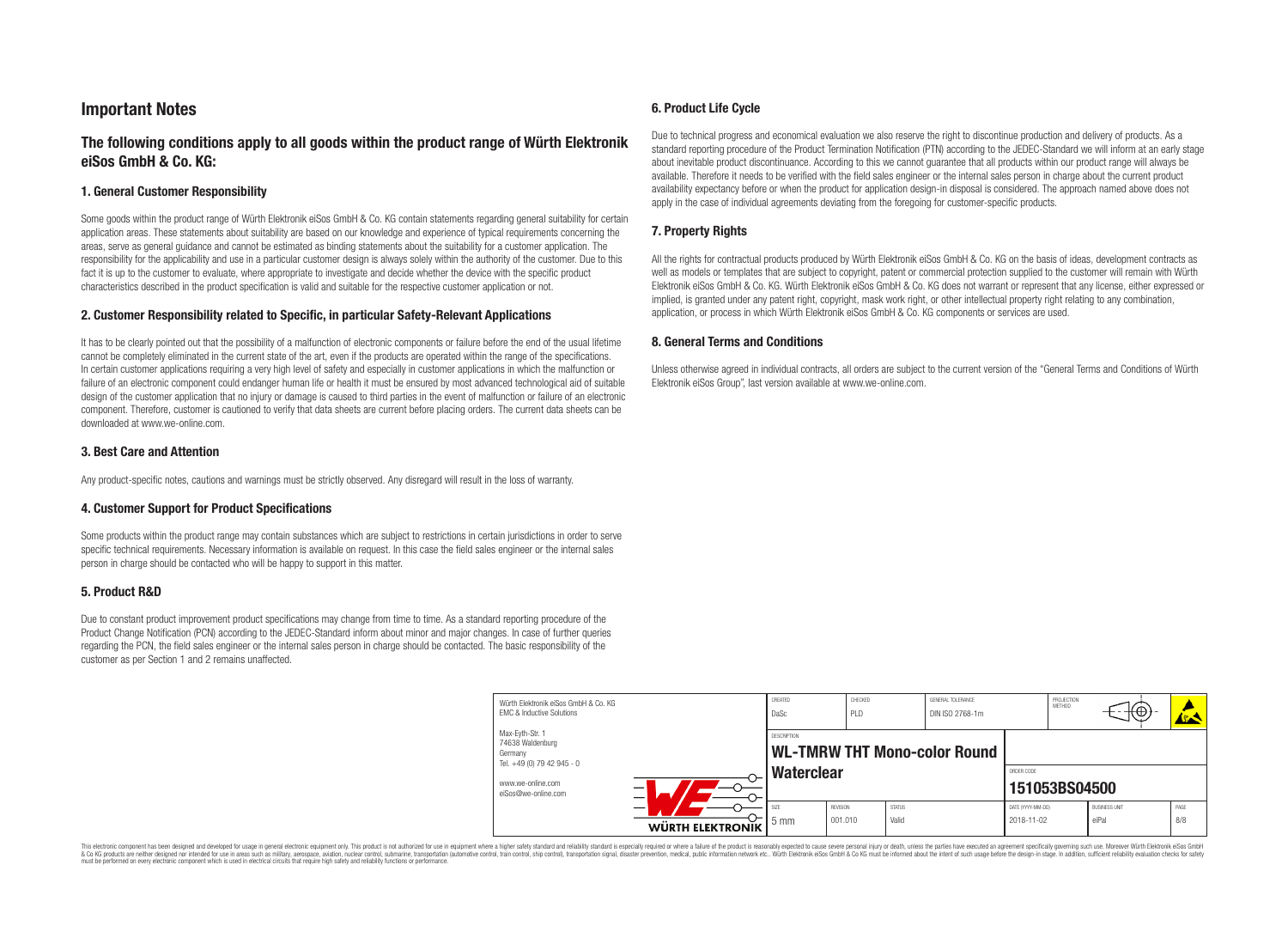# Important Notes

## The following conditions apply to all goods within the product range of Würth Elektronik eiSos GmbH & Co. KG:

### 1. General Customer Responsibility

Some goods within the product range of Würth Elektronik eiSos GmbH & Co. KG contain statements regarding general suitability for certain application areas. These statements about suitability are based on our knowledge and experience of typical requirements concerning the areas, serve as general guidance and cannot be estimated as binding statements about the suitability for a customer application. The responsibility for the applicability and use in a particular customer design is always solely within the authority of the customer. Due to this fact it is up to the customer to evaluate, where appropriate to investigate and decide whether the device with the specific product characteristics described in the product specification is valid and suitable for the respective customer application or not.

### 2. Customer Responsibility related to Specific, in particular Safety-Relevant Applications

It has to be clearly pointed out that the possibility of a malfunction of electronic components or failure before the end of the usual lifetime cannot be completely eliminated in the current state of the art, even if the products are operated within the range of the specifications. In certain customer applications requiring a very high level of safety and especially in customer applications in which the malfunction or failure of an electronic component could endanger human life or health it must be ensured by most advanced technological aid of suitable design of the customer application that no injury or damage is caused to third parties in the event of malfunction or failure of an electronic component. Therefore, customer is cautioned to verify that data sheets are current before placing orders. The current data sheets can be downloaded at www.we-online.com.

### 3. Best Care and Attention

Any product-specific notes, cautions and warnings must be strictly observed. Any disregard will result in the loss of warranty.

### 4. Customer Support for Product Specifications

Some products within the product range may contain substances which are subject to restrictions in certain jurisdictions in order to serve specific technical requirements. Necessary information is available on request. In this case the field sales engineer or the internal sales person in charge should be contacted who will be happy to support in this matter.

### 5. Product R&D

Due to constant product improvement product specifications may change from time to time. As a standard reporting procedure of the Product Change Notification (PCN) according to the JEDEC-Standard inform about minor and major changes. In case of further queries regarding the PCN, the field sales engineer or the internal sales person in charge should be contacted. The basic responsibility of the customer as per Section 1 and 2 remains unaffected.

### 6. Product Life Cycle

Due to technical progress and economical evaluation we also reserve the right to discontinue production and delivery of products. As a standard reporting procedure of the Product Termination Notification (PTN) according to the JEDEC-Standard we will inform at an early stage about inevitable product discontinuance. According to this we cannot guarantee that all products within our product range will always be available. Therefore it needs to be verified with the field sales engineer or the internal sales person in charge about the current product availability expectancy before or when the product for application design-in disposal is considered. The approach named above does not apply in the case of individual agreements deviating from the foregoing for customer-specific products.

### 7. Property Rights

All the rights for contractual products produced by Würth Elektronik eiSos GmbH & Co. KG on the basis of ideas, development contracts as well as models or templates that are subject to copyright, patent or commercial protection supplied to the customer will remain with Würth Elektronik eiSos GmbH & Co. KG. Würth Elektronik eiSos GmbH & Co. KG does not warrant or represent that any license, either expressed or implied, is granted under any patent right, copyright, mask work right, or other intellectual property right relating to any combination, application, or process in which Würth Elektronik eiSos GmbH & Co. KG components or services are used.

### 8. General Terms and Conditions

Unless otherwise agreed in individual contracts, all orders are subject to the current version of the "General Terms and Conditions of Würth Elektronik eiSos Group", last version available at www.we-online.com.

| | | | | | | |
|---|---|---|---|---|---|---|
| Würth Elektronik eiSos GmbH & Co. KG<br>EMC & Inductive Solutions<br>Max-Eyth-Str. 1<br>74638 Waldenburg<br>Germany<br>Tel. +49 (0) 79 42 945 - 0<br>www.we-online.com<br>eiSos@we-online.com | CREATED: DaSc | CHECKED: PLD | GENERAL TOLERANCE: DIN ISO 2768-1m | | PROJECTION METHOD | |
| | DESCRIPTION: WL-TMRW THT Mono-color Round Waterclear | | | ORDER CODE: 151053BS04500 | | |
| | SIZE: 5 mm | REVISION: 001.010 | STATUS: Valid | DATE (YYYY-MM-DD): 2018-11-02 | BUSINESS UNIT: eiPal | PAGE: 8/8 |

This electronic component has been designed and developed for usage in general electronic equipment only. This product is not authorized for use in equipment where a higher safety standard and reliability standard is especially required or where a failure of the product is reasonably expected to cause severe personal injury or death, unless the parties have executed an agreement specifically governing such use. Moreover Würth Elektronik eiSos GmbH & Co KG products are neither designed nor intended for use in areas such as military, aerospace, aviation, nuclear control, submarine, transportation (automotive control, train control, ship control), transportation signal, disaster prevention, medical, public information network etc.. Würth Elektronik eiSos GmbH & Co KG must be informed about the intent of such usage before the design-in stage. In addition, sufficient reliability evaluation checks for safety must be performed on every electronic component which is used in electrical circuits that require high safety and reliability functions or performance.